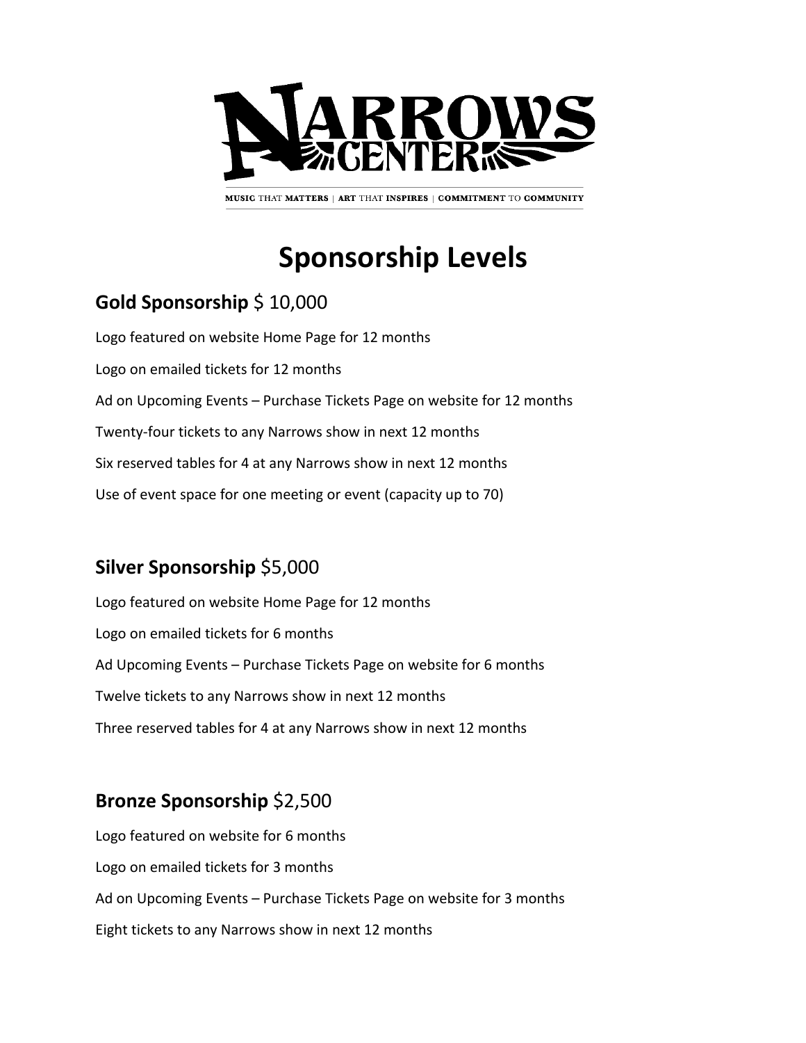# NARROWS CENTER

MUSIC THAT MATTERS | ART THAT INSPIRES | COMMITMENT TO COMMUNITY

# Sponsorship Levels

## **Gold Sponsorship** $ 10,000

Logo featured on website Home Page for 12 months

Logo on emailed tickets for 12 months

Ad on Upcoming Events – Purchase Tickets Page on website for 12 months

Twenty-four tickets to any Narrows show in next 12 months

Six reserved tables for 4 at any Narrows show in next 12 months

Use of event space for one meeting or event (capacity up to 70)

## **Silver Sponsorship** $5,000

Logo featured on website Home Page for 12 months

Logo on emailed tickets for 6 months

Ad Upcoming Events – Purchase Tickets Page on website for 6 months

Twelve tickets to any Narrows show in next 12 months

Three reserved tables for 4 at any Narrows show in next 12 months

## **Bronze Sponsorship** $2,500

Logo featured on website for 6 months

Logo on emailed tickets for 3 months

Ad on Upcoming Events – Purchase Tickets Page on website for 3 months

Eight tickets to any Narrows show in next 12 months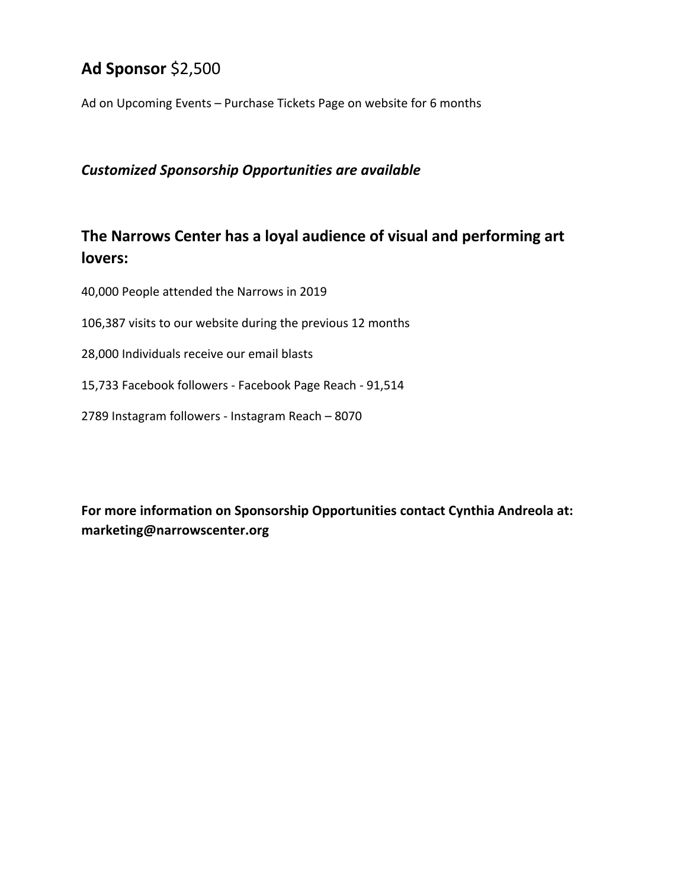## **Ad Sponsor** $2,500

Ad on Upcoming Events – Purchase Tickets Page on website for 6 months

***Customized Sponsorship Opportunities are available***

## The Narrows Center has a loyal audience of visual and performing art lovers:

40,000 People attended the Narrows in 2019

106,387 visits to our website during the previous 12 months

28,000 Individuals receive our email blasts

15,733 Facebook followers - Facebook Page Reach - 91,514

2789 Instagram followers - Instagram Reach – 8070

**For more information on Sponsorship Opportunities contact Cynthia Andreola at: marketing@narrowscenter.org**